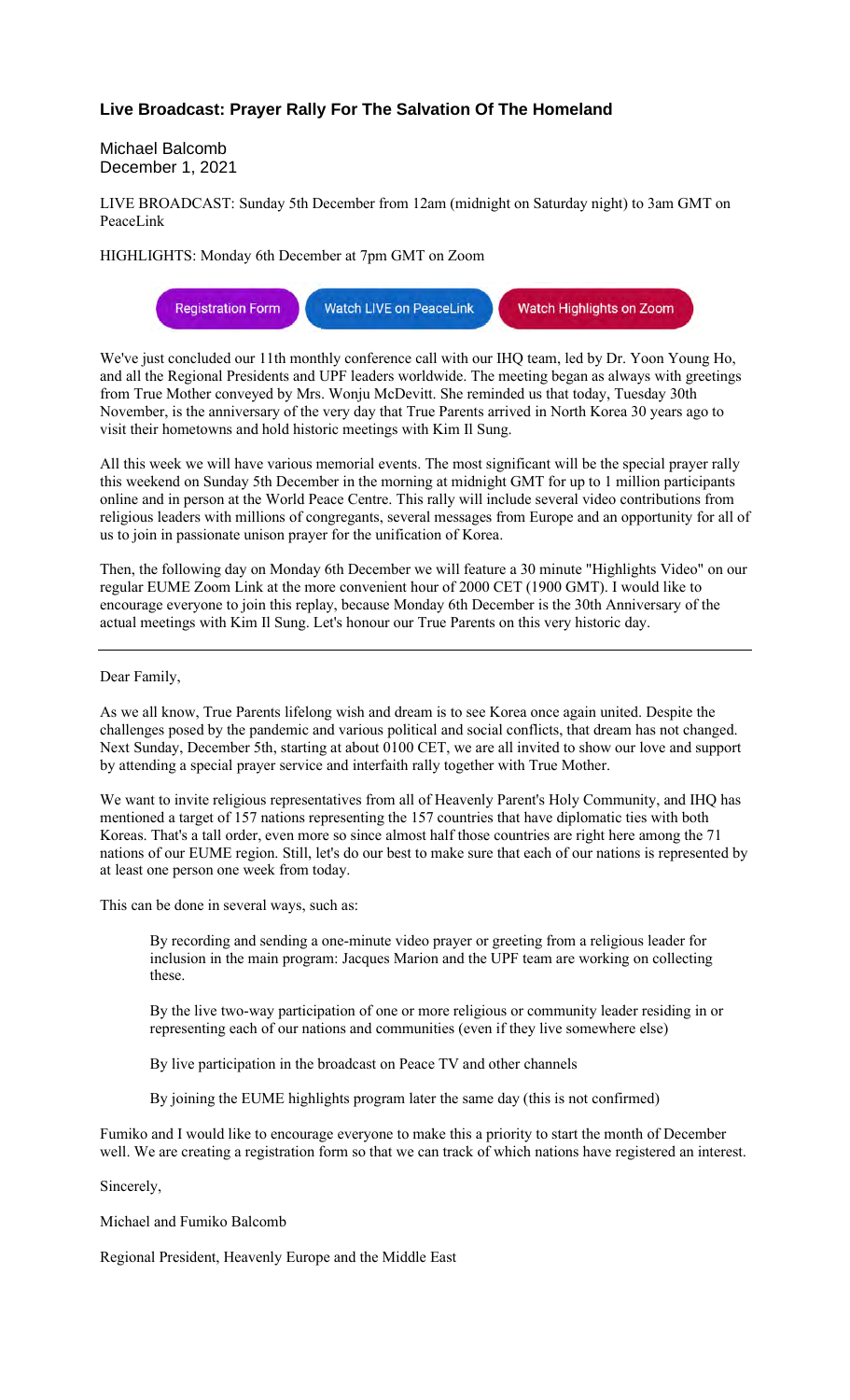## Live Broadcast: Prayer Rally For The Salvation Of The Homeland

Michael Balcomb
December 1, 2021

LIVE BROADCAST: Sunday 5th December from 12am (midnight on Saturday night) to 3am GMT on PeaceLink

HIGHLIGHTS: Monday 6th December at 7pm GMT on Zoom

Registration Form | Watch LIVE on PeaceLink | Watch Highlights on Zoom

We've just concluded our 11th monthly conference call with our IHQ team, led by Dr. Yoon Young Ho, and all the Regional Presidents and UPF leaders worldwide. The meeting began as always with greetings from True Mother conveyed by Mrs. Wonju McDevitt. She reminded us that today, Tuesday 30th November, is the anniversary of the very day that True Parents arrived in North Korea 30 years ago to visit their hometowns and hold historic meetings with Kim Il Sung.

All this week we will have various memorial events. The most significant will be the special prayer rally this weekend on Sunday 5th December in the morning at midnight GMT for up to 1 million participants online and in person at the World Peace Centre. This rally will include several video contributions from religious leaders with millions of congregants, several messages from Europe and an opportunity for all of us to join in passionate unison prayer for the unification of Korea.

Then, the following day on Monday 6th December we will feature a 30 minute "Highlights Video" on our regular EUME Zoom Link at the more convenient hour of 2000 CET (1900 GMT). I would like to encourage everyone to join this replay, because Monday 6th December is the 30th Anniversary of the actual meetings with Kim Il Sung. Let's honour our True Parents on this very historic day.

---

Dear Family,

As we all know, True Parents lifelong wish and dream is to see Korea once again united. Despite the challenges posed by the pandemic and various political and social conflicts, that dream has not changed. Next Sunday, December 5th, starting at about 0100 CET, we are all invited to show our love and support by attending a special prayer service and interfaith rally together with True Mother.

We want to invite religious representatives from all of Heavenly Parent's Holy Community, and IHQ has mentioned a target of 157 nations representing the 157 countries that have diplomatic ties with both Koreas. That's a tall order, even more so since almost half those countries are right here among the 71 nations of our EUME region. Still, let's do our best to make sure that each of our nations is represented by at least one person one week from today.

This can be done in several ways, such as:

By recording and sending a one-minute video prayer or greeting from a religious leader for inclusion in the main program: Jacques Marion and the UPF team are working on collecting these.

By the live two-way participation of one or more religious or community leader residing in or representing each of our nations and communities (even if they live somewhere else)

By live participation in the broadcast on Peace TV and other channels

By joining the EUME highlights program later the same day (this is not confirmed)

Fumiko and I would like to encourage everyone to make this a priority to start the month of December well. We are creating a registration form so that we can track of which nations have registered an interest.

Sincerely,

Michael and Fumiko Balcomb

Regional President, Heavenly Europe and the Middle East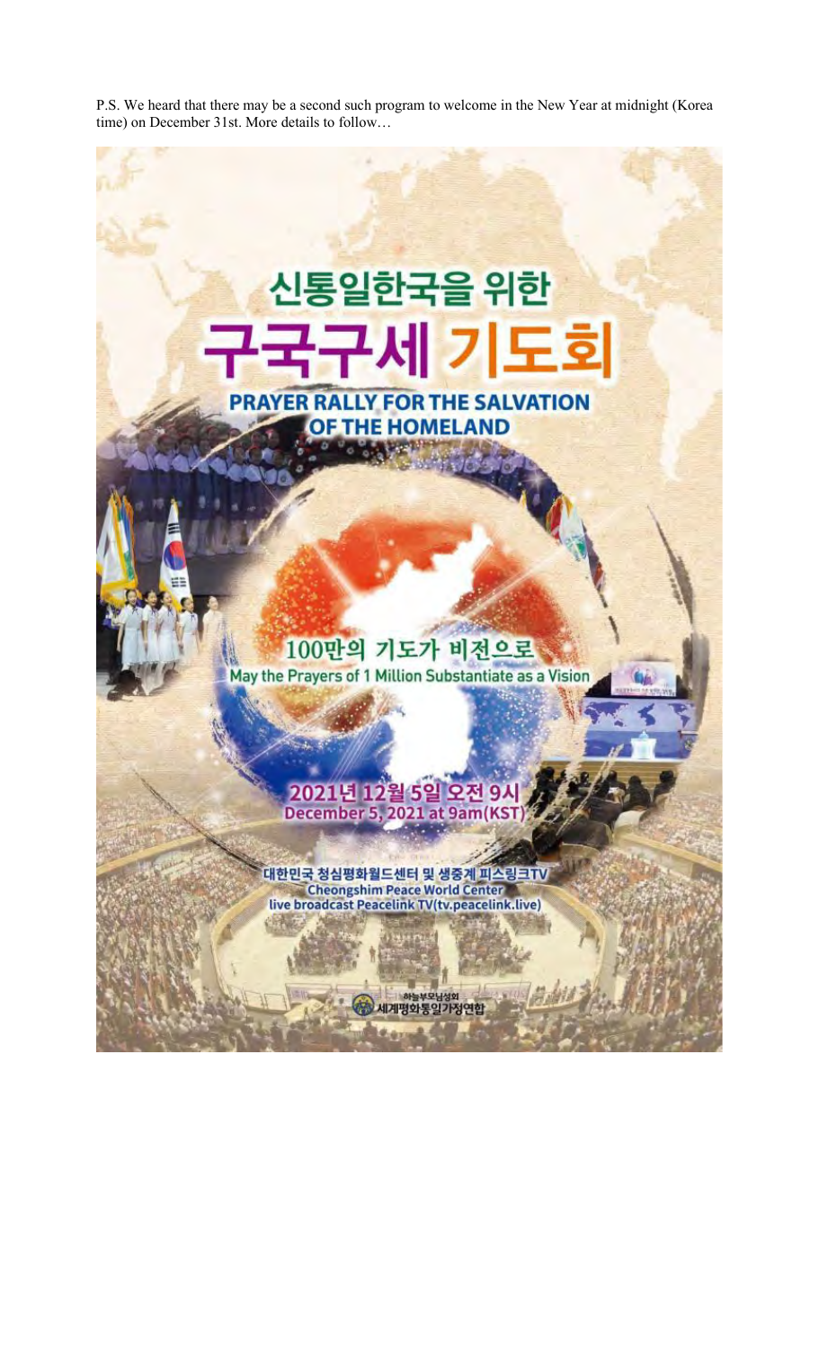P.S. We heard that there may be a second such program to welcome in the New Year at midnight (Korea time) on December 31st. More details to follow…

# 신통일한국을 위한

# 구국구세 기도회

## PRAYER RALLY FOR THE SALVATION OF THE HOMELAND

100만의 기도가 비전으로

May the Prayers of 1 Million Substantiate as a Vision

2021년 12월 5일 오전 9시

December 5, 2021 at 9am(KST)

대한민국 청심평화월드센터 및 생중계 피스링크TV

Cheongshim Peace World Center

live broadcast Peacelink TV(tv.peacelink.live)

하늘부모님성회

세계평화통일가정연합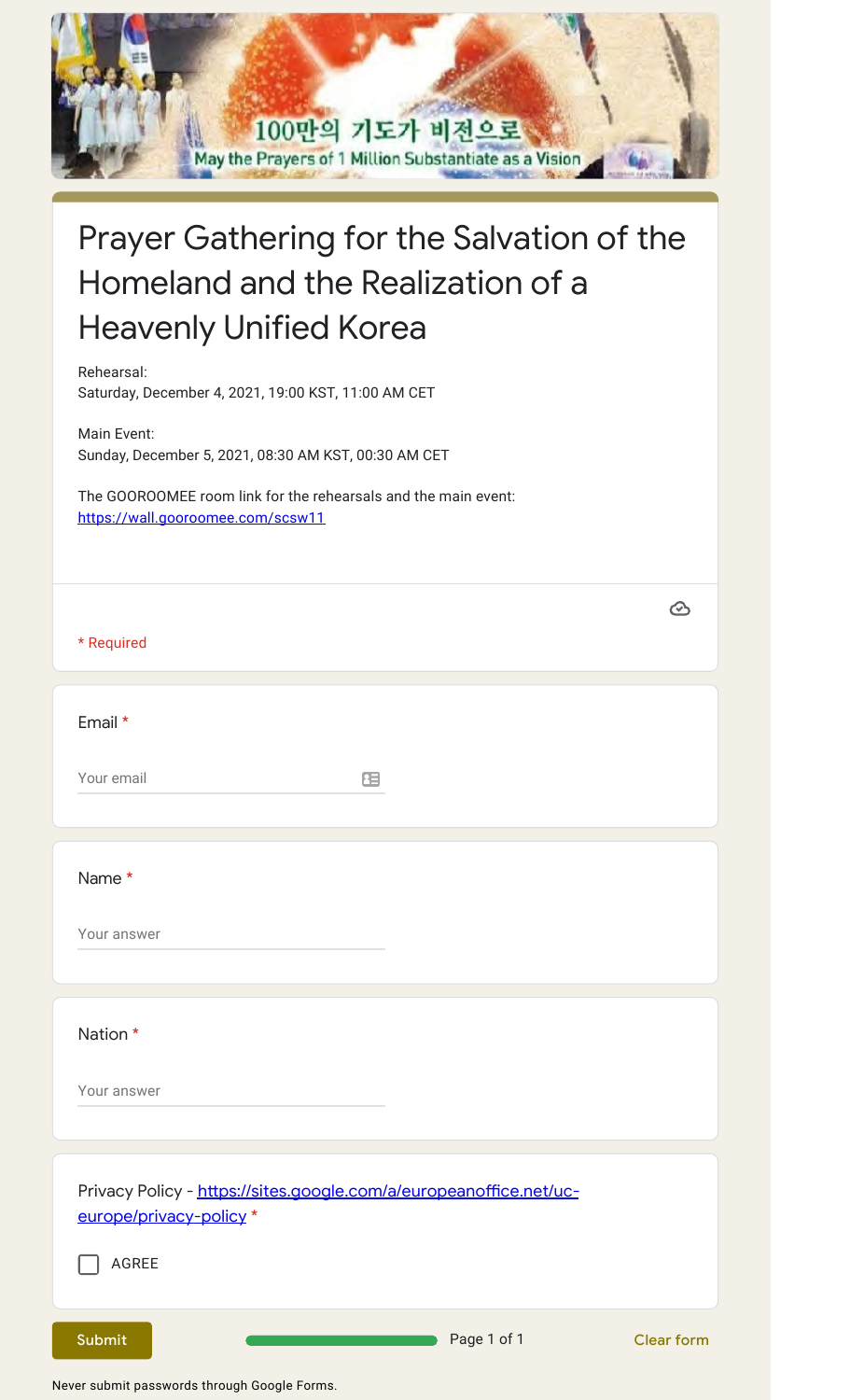100만의 기도가 비전으로
May the Prayers of 1 Million Substantiate as a Vision

# Prayer Gathering for the Salvation of the Homeland and the Realization of a Heavenly Unified Korea

Rehearsal:
Saturday, December 4, 2021, 19:00 KST, 11:00 AM CET

Main Event:
Sunday, December 5, 2021, 08:30 AM KST, 00:30 AM CET

The GOOROOMEE room link for the rehearsals and the main event:
https://wall.gooroomee.com/scsw11

* Required

Email *

Your email

Name *

Your answer

Nation *

Your answer

Privacy Policy - https://sites.google.com/a/europeanoffice.net/uc-europe/privacy-policy *

☐ AGREE

Submit

Page 1 of 1

Clear form

Never submit passwords through Google Forms.